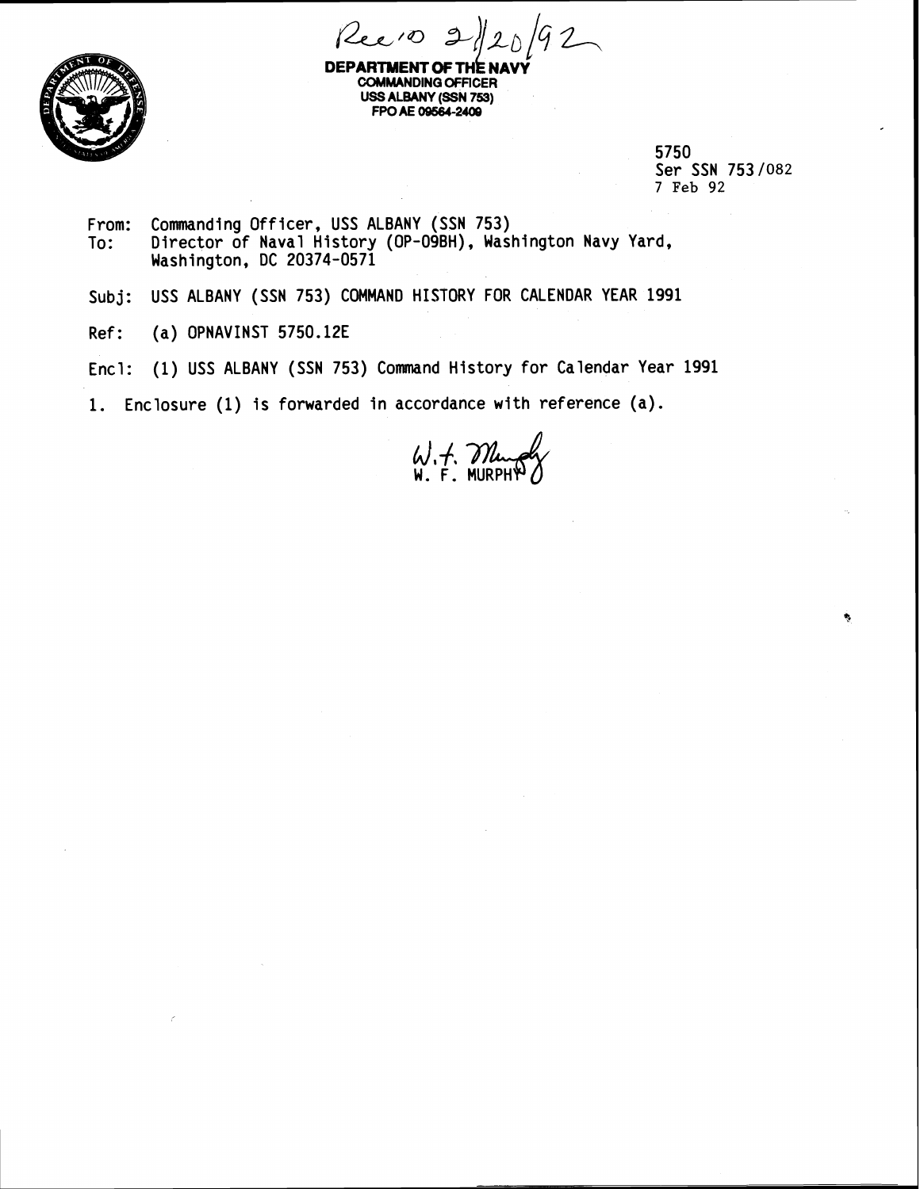Rec'd 2/20/92

**DEPARTMENT OF THE NAVY**
**COMMANDING OFFICER**
**USS ALBANY (SSN 753)**
**FPO AE 09564-2409**

5750
Ser SSN 753/082
7 Feb 92

From: Commanding Officer, USS ALBANY (SSN 753)
To: Director of Naval History (OP-09BH), Washington Navy Yard, Washington, DC 20374-0571

Subj: USS ALBANY (SSN 753) COMMAND HISTORY FOR CALENDAR YEAR 1991

Ref: (a) OPNAVINST 5750.12E

Encl: (1) USS ALBANY (SSN 753) Command History for Calendar Year 1991

1. Enclosure (1) is forwarded in accordance with reference (a).

W. F. Murphy
W. F. MURPHY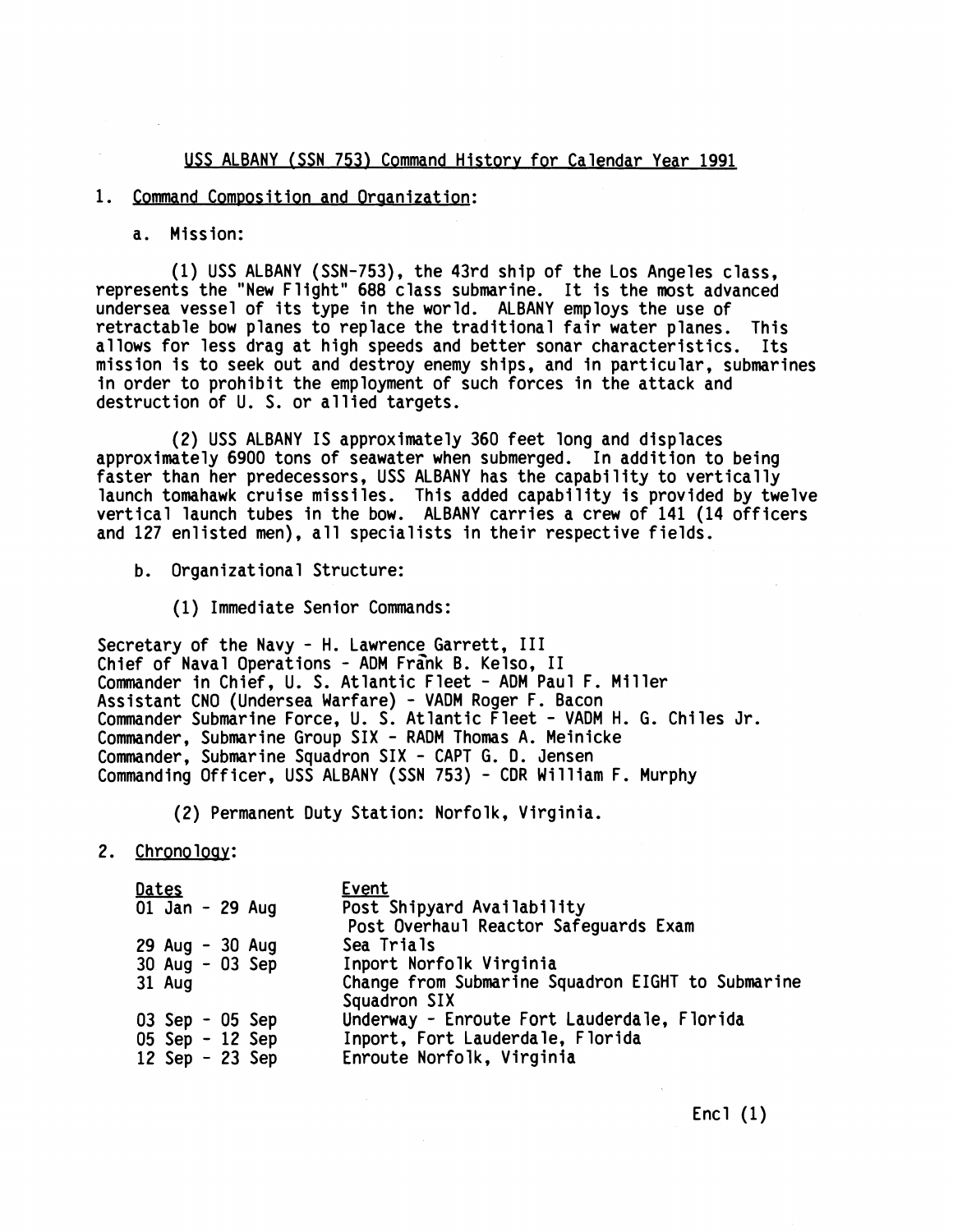## USS ALBANY (SSN 753) Command History for Calendar Year 1991

1. Command Composition and Organization:

   a. Mission:

      (1) USS ALBANY (SSN-753), the 43rd ship of the Los Angeles class, represents the "New Flight" 688 class submarine. It is the most advanced undersea vessel of its type in the world. ALBANY employs the use of retractable bow planes to replace the traditional fair water planes. This allows for less drag at high speeds and better sonar characteristics. Its mission is to seek out and destroy enemy ships, and in particular, submarines in order to prohibit the employment of such forces in the attack and destruction of U. S. or allied targets.

      (2) USS ALBANY IS approximately 360 feet long and displaces approximately 6900 tons of seawater when submerged. In addition to being faster than her predecessors, USS ALBANY has the capability to vertically launch tomahawk cruise missiles. This added capability is provided by twelve vertical launch tubes in the bow. ALBANY carries a crew of 141 (14 officers and 127 enlisted men), all specialists in their respective fields.

   b. Organizational Structure:

      (1) Immediate Senior Commands:

Secretary of the Navy - H. Lawrence Garrett, III
Chief of Naval Operations - ADM Frank B. Kelso, II
Commander in Chief, U. S. Atlantic Fleet - ADM Paul F. Miller
Assistant CNO (Undersea Warfare) - VADM Roger F. Bacon
Commander Submarine Force, U. S. Atlantic Fleet - VADM H. G. Chiles Jr.
Commander, Submarine Group SIX - RADM Thomas A. Meinicke
Commander, Submarine Squadron SIX - CAPT G. D. Jensen
Commanding Officer, USS ALBANY (SSN 753) - CDR William F. Murphy

      (2) Permanent Duty Station: Norfolk, Virginia.

2. Chronology:

| Dates | Event |
|---|---|
| 01 Jan - 29 Aug | Post Shipyard Availability<br>Post Overhaul Reactor Safeguards Exam |
| 29 Aug - 30 Aug | Sea Trials |
| 30 Aug - 03 Sep | Inport Norfolk Virginia |
| 31 Aug | Change from Submarine Squadron EIGHT to Submarine Squadron SIX |
| 03 Sep - 05 Sep | Underway - Enroute Fort Lauderdale, Florida |
| 05 Sep - 12 Sep | Inport, Fort Lauderdale, Florida |
| 12 Sep - 23 Sep | Enroute Norfolk, Virginia |

Encl (1)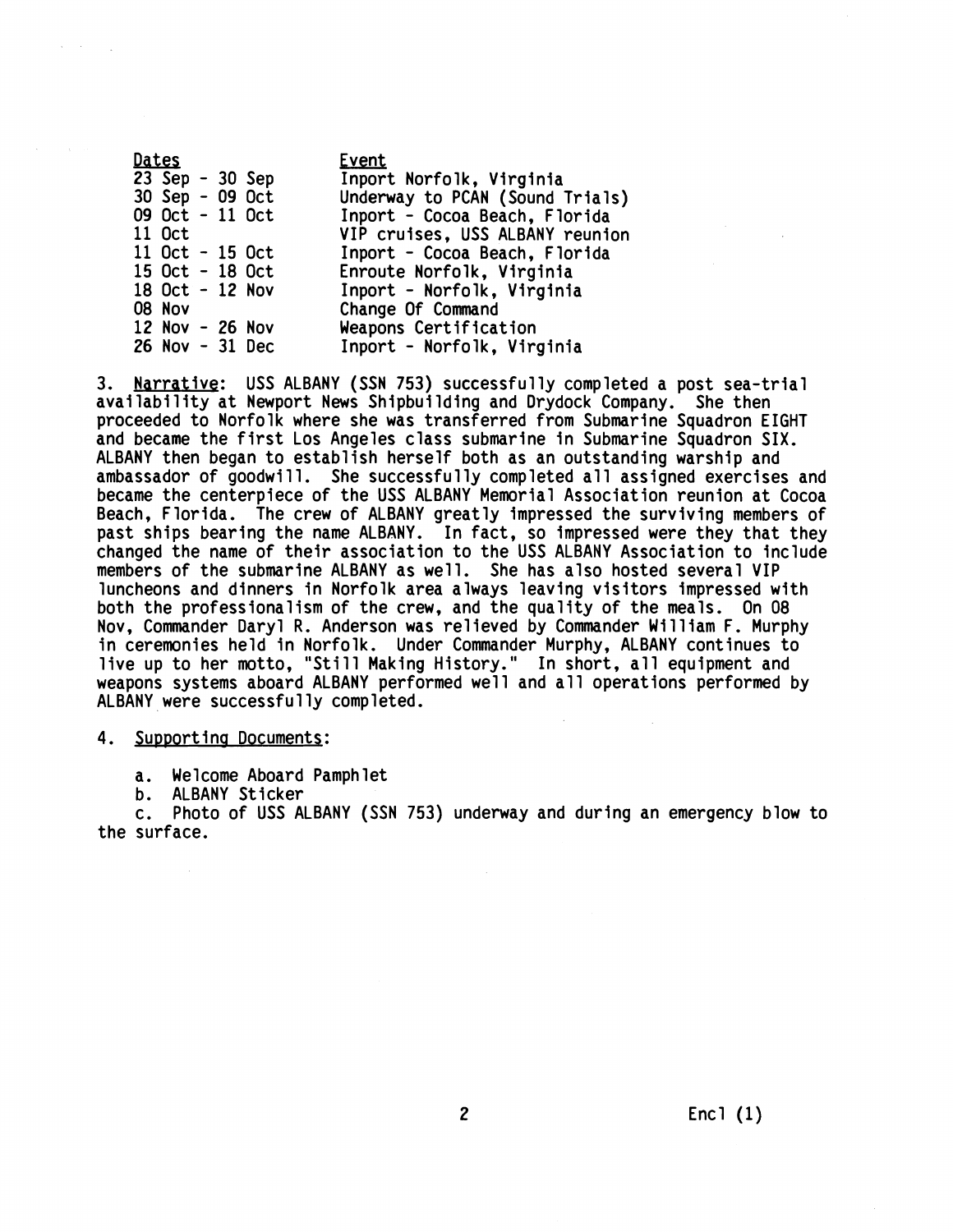| Dates | Event |
|---|---|
| 23 Sep - 30 Sep | Inport Norfolk, Virginia |
| 30 Sep - 09 Oct | Underway to PCAN (Sound Trials) |
| 09 Oct - 11 Oct | Inport - Cocoa Beach, Florida |
| 11 Oct | VIP cruises, USS ALBANY reunion |
| 11 Oct - 15 Oct | Inport - Cocoa Beach, Florida |
| 15 Oct - 18 Oct | Enroute Norfolk, Virginia |
| 18 Oct - 12 Nov | Inport - Norfolk, Virginia |
| 08 Nov | Change Of Command |
| 12 Nov - 26 Nov | Weapons Certification |
| 26 Nov - 31 Dec | Inport - Norfolk, Virginia |

3. Narrative: USS ALBANY (SSN 753) successfully completed a post sea-trial availability at Newport News Shipbuilding and Drydock Company. She then proceeded to Norfolk where she was transferred from Submarine Squadron EIGHT and became the first Los Angeles class submarine in Submarine Squadron SIX. ALBANY then began to establish herself both as an outstanding warship and ambassador of goodwill. She successfully completed all assigned exercises and became the centerpiece of the USS ALBANY Memorial Association reunion at Cocoa Beach, Florida. The crew of ALBANY greatly impressed the surviving members of past ships bearing the name ALBANY. In fact, so impressed were they that they changed the name of their association to the USS ALBANY Association to include members of the submarine ALBANY as well. She has also hosted several VIP luncheons and dinners in Norfolk area always leaving visitors impressed with both the professionalism of the crew, and the quality of the meals. On 08 Nov, Commander Daryl R. Anderson was relieved by Commander William F. Murphy in ceremonies held in Norfolk. Under Commander Murphy, ALBANY continues to live up to her motto, "Still Making History." In short, all equipment and weapons systems aboard ALBANY performed well and all operations performed by ALBANY were successfully completed.

4. Supporting Documents:

a. Welcome Aboard Pamphlet

b. ALBANY Sticker

c. Photo of USS ALBANY (SSN 753) underway and during an emergency blow to the surface.

Encl (1)